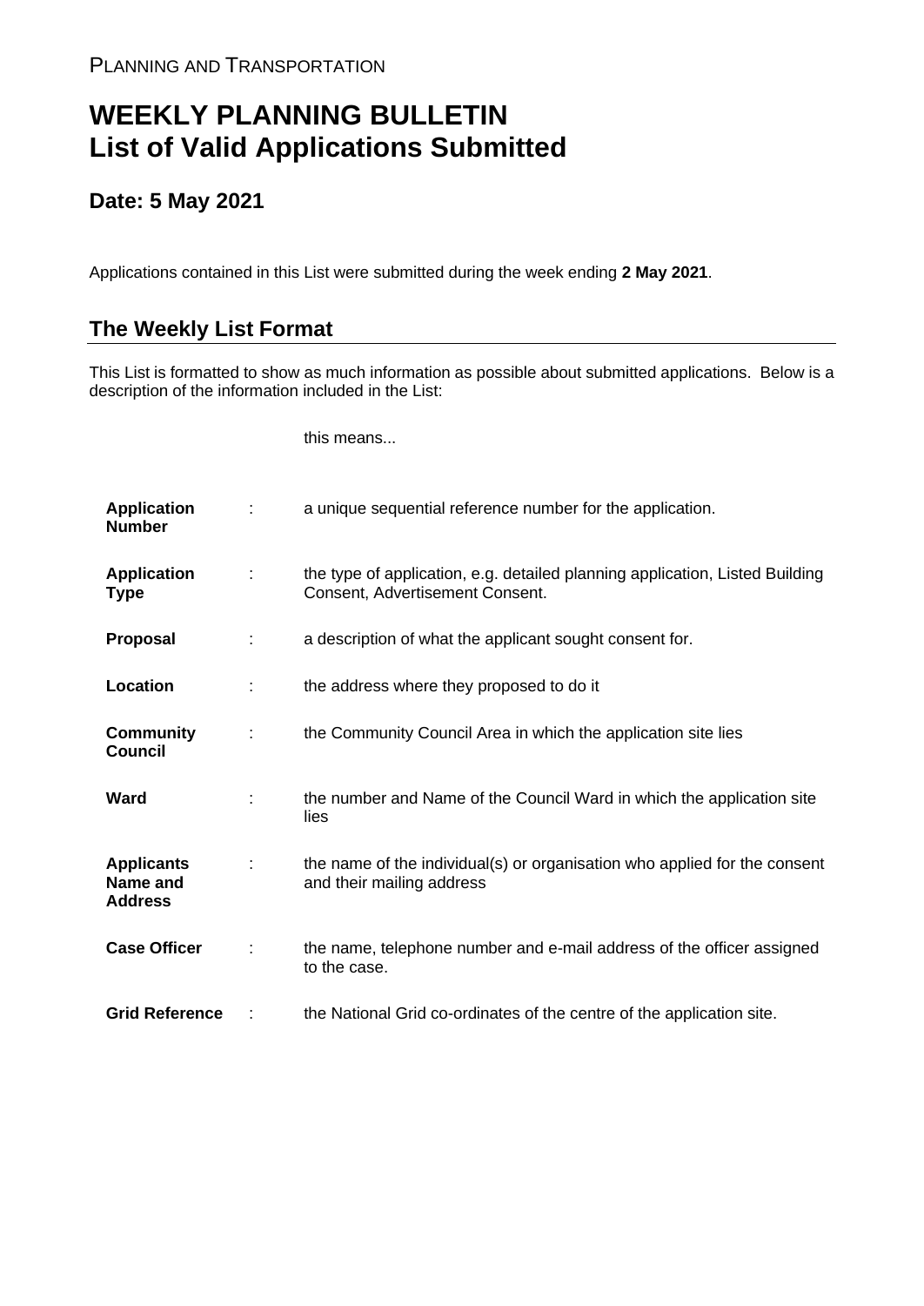PLANNING AND TRANSPORTATION

# WEEKLY PLANNING BULLETIN
# List of Valid Applications Submitted

## Date: 5 May 2021

Applications contained in this List were submitted during the week ending **2 May 2021**.

## The Weekly List Format

This List is formatted to show as much information as possible about submitted applications. Below is a description of the information included in the List:

| | | this means... |
|---|---|---|
| **Application Number** | : | a unique sequential reference number for the application. |
| **Application Type** | : | the type of application, e.g. detailed planning application, Listed Building Consent, Advertisement Consent. |
| **Proposal** | : | a description of what the applicant sought consent for. |
| **Location** | : | the address where they proposed to do it |
| **Community Council** | : | the Community Council Area in which the application site lies |
| **Ward** | : | the number and Name of the Council Ward in which the application site lies |
| **Applicants Name and Address** | : | the name of the individual(s) or organisation who applied for the consent and their mailing address |
| **Case Officer** | : | the name, telephone number and e-mail address of the officer assigned to the case. |
| **Grid Reference** | : | the National Grid co-ordinates of the centre of the application site. |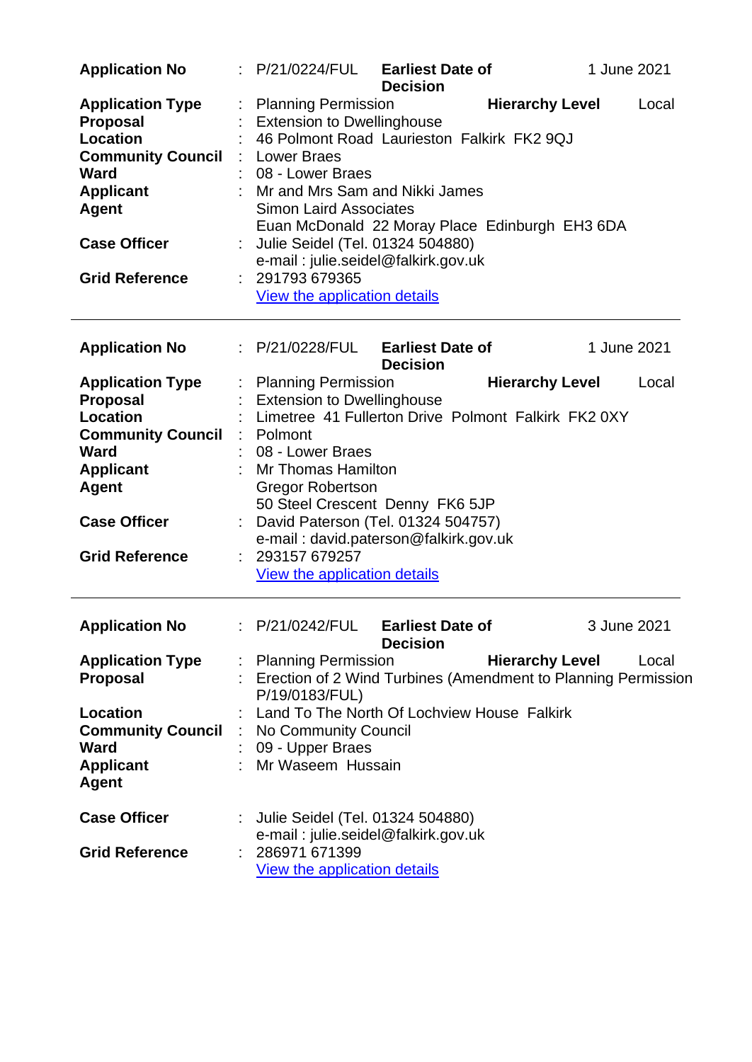| | | | | |
|---|---|---|---|---|
| **Application No** | : P/21/0224/FUL | **Earliest Date of Decision** | | 1 June 2021 |
| **Application Type** | : Planning Permission | | **Hierarchy Level** | Local |
| **Proposal** | : Extension to Dwellinghouse | | | |
| **Location** | : 46 Polmont Road Laurieston Falkirk FK2 9QJ | | | |
| **Community Council** | : Lower Braes | | | |
| **Ward** | : 08 - Lower Braes | | | |
| **Applicant** | : Mr and Mrs Sam and Nikki James | | | |
| **Agent** | Simon Laird Associates<br>Euan McDonald 22 Moray Place Edinburgh EH3 6DA | | | |
| **Case Officer** | : Julie Seidel (Tel. 01324 504880)<br>e-mail : julie.seidel@falkirk.gov.uk | | | |
| **Grid Reference** | : 291793 679365<br>View the application details | | | |

---

| | | | | |
|---|---|---|---|---|
| **Application No** | : P/21/0228/FUL | **Earliest Date of Decision** | | 1 June 2021 |
| **Application Type** | : Planning Permission | | **Hierarchy Level** | Local |
| **Proposal** | : Extension to Dwellinghouse | | | |
| **Location** | : Limetree 41 Fullerton Drive Polmont Falkirk FK2 0XY | | | |
| **Community Council** | : Polmont | | | |
| **Ward** | : 08 - Lower Braes | | | |
| **Applicant** | : Mr Thomas Hamilton | | | |
| **Agent** | Gregor Robertson<br>50 Steel Crescent Denny FK6 5JP | | | |
| **Case Officer** | : David Paterson (Tel. 01324 504757)<br>e-mail : david.paterson@falkirk.gov.uk | | | |
| **Grid Reference** | : 293157 679257<br>View the application details | | | |

---

| | | | | |
|---|---|---|---|---|
| **Application No** | : P/21/0242/FUL | **Earliest Date of Decision** | | 3 June 2021 |
| **Application Type** | : Planning Permission | | **Hierarchy Level** | Local |
| **Proposal** | : Erection of 2 Wind Turbines (Amendment to Planning Permission P/19/0183/FUL) | | | |
| **Location** | : Land To The North Of Lochview House Falkirk | | | |
| **Community Council** | : No Community Council | | | |
| **Ward** | : 09 - Upper Braes | | | |
| **Applicant** | : Mr Waseem Hussain | | | |
| **Agent** | | | | |
| **Case Officer** | : Julie Seidel (Tel. 01324 504880)<br>e-mail : julie.seidel@falkirk.gov.uk | | | |
| **Grid Reference** | : 286971 671399<br>View the application details | | | |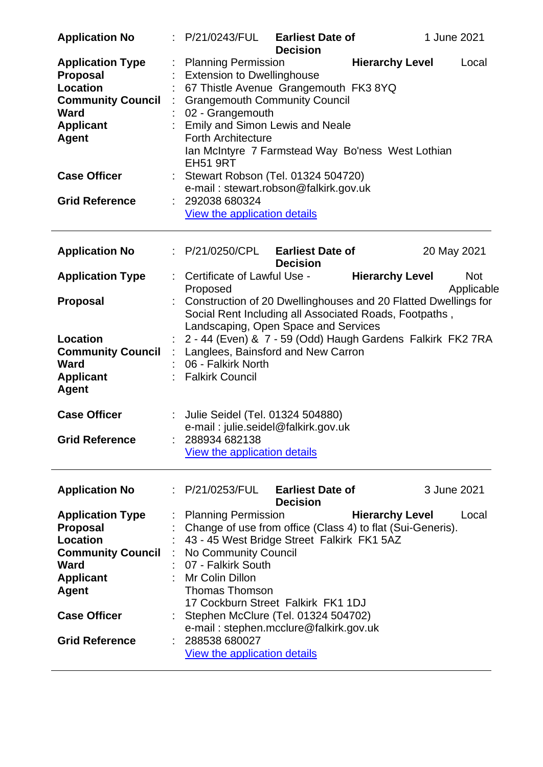| | | | | |
|---|---|---|---|---|
| **Application No** | : P/21/0243/FUL | **Earliest Date of Decision** | | 1 June 2021 |
| **Application Type** | : Planning Permission | | **Hierarchy Level** | Local |
| **Proposal** | : Extension to Dwellinghouse | | | |
| **Location** | : 67 Thistle Avenue Grangemouth FK3 8YQ | | | |
| **Community Council** | : Grangemouth Community Council | | | |
| **Ward** | : 02 - Grangemouth | | | |
| **Applicant** | : Emily and Simon Lewis and Neale | | | |
| **Agent** | Forth Architecture<br>Ian McIntyre 7 Farmstead Way Bo'ness West Lothian EH51 9RT | | | |
| **Case Officer** | : Stewart Robson (Tel. 01324 504720)<br>e-mail : stewart.robson@falkirk.gov.uk | | | |
| **Grid Reference** | : 292038 680324<br>View the application details | | | |

---

| | | | | |
|---|---|---|---|---|
| **Application No** | : P/21/0250/CPL | **Earliest Date of Decision** | | 20 May 2021 |
| **Application Type** | : Certificate of Lawful Use - Proposed | | **Hierarchy Level** | Not Applicable |
| **Proposal** | : Construction of 20 Dwellinghouses and 20 Flatted Dwellings for Social Rent Including all Associated Roads, Footpaths , Landscaping, Open Space and Services | | | |
| **Location** | : 2 - 44 (Even) & 7 - 59 (Odd) Haugh Gardens Falkirk FK2 7RA | | | |
| **Community Council** | : Langlees, Bainsford and New Carron | | | |
| **Ward** | : 06 - Falkirk North | | | |
| **Applicant** | : Falkirk Council | | | |
| **Agent** | | | | |
| **Case Officer** | : Julie Seidel (Tel. 01324 504880)<br>e-mail : julie.seidel@falkirk.gov.uk | | | |
| **Grid Reference** | : 288934 682138<br>View the application details | | | |

---

| | | | | |
|---|---|---|---|---|
| **Application No** | : P/21/0253/FUL | **Earliest Date of Decision** | | 3 June 2021 |
| **Application Type** | : Planning Permission | | **Hierarchy Level** | Local |
| **Proposal** | : Change of use from office (Class 4) to flat (Sui-Generis). | | | |
| **Location** | : 43 - 45 West Bridge Street Falkirk FK1 5AZ | | | |
| **Community Council** | : No Community Council | | | |
| **Ward** | : 07 - Falkirk South | | | |
| **Applicant** | : Mr Colin Dillon | | | |
| **Agent** | Thomas Thomson<br>17 Cockburn Street Falkirk FK1 1DJ | | | |
| **Case Officer** | : Stephen McClure (Tel. 01324 504702)<br>e-mail : stephen.mcclure@falkirk.gov.uk | | | |
| **Grid Reference** | : 288538 680027<br>View the application details | | | |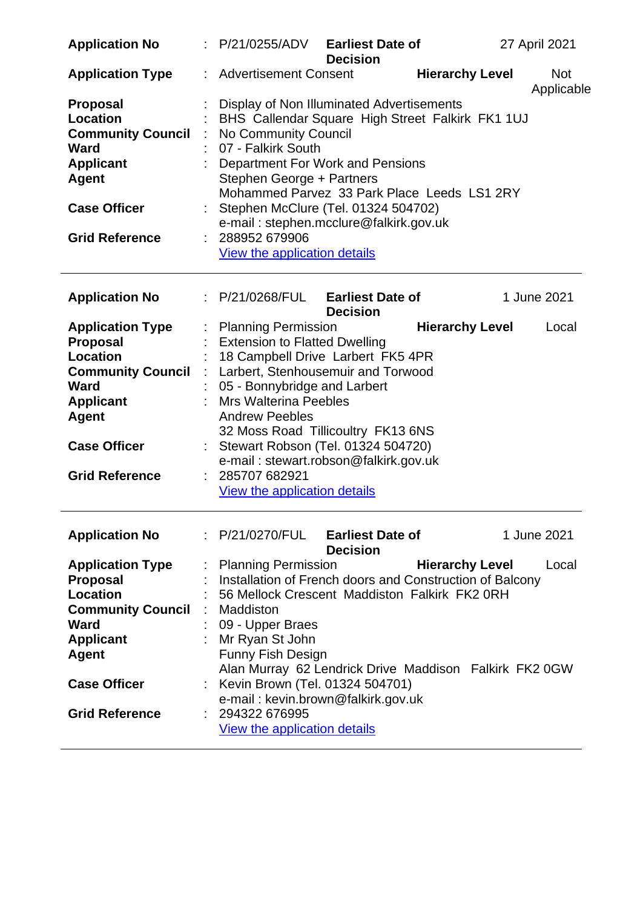| | | | | |
|---|---|---|---|---|
| **Application No** | : P/21/0255/ADV | **Earliest Date of Decision** | 27 April 2021 | |
| **Application Type** | : Advertisement Consent | **Hierarchy Level** | Not Applicable | |
| **Proposal** | : Display of Non Illuminated Advertisements | | | |
| **Location** | : BHS Callendar Square High Street Falkirk FK1 1UJ | | | |
| **Community Council** | : No Community Council | | | |
| **Ward** | : 07 - Falkirk South | | | |
| **Applicant** | : Department For Work and Pensions | | | |
| **Agent** | Stephen George + Partners<br>Mohammed Parvez 33 Park Place Leeds LS1 2RY | | | |
| **Case Officer** | : Stephen McClure (Tel. 01324 504702)<br>e-mail : stephen.mcclure@falkirk.gov.uk | | | |
| **Grid Reference** | : 288952 679906<br>View the application details | | | |

---

| | | | | |
|---|---|---|---|---|
| **Application No** | : P/21/0268/FUL | **Earliest Date of Decision** | 1 June 2021 | |
| **Application Type** | : Planning Permission | **Hierarchy Level** | Local | |
| **Proposal** | : Extension to Flatted Dwelling | | | |
| **Location** | : 18 Campbell Drive Larbert FK5 4PR | | | |
| **Community Council** | : Larbert, Stenhousemuir and Torwood | | | |
| **Ward** | : 05 - Bonnybridge and Larbert | | | |
| **Applicant** | : Mrs Walterina Peebles | | | |
| **Agent** | Andrew Peebles<br>32 Moss Road Tillicoultry FK13 6NS | | | |
| **Case Officer** | : Stewart Robson (Tel. 01324 504720)<br>e-mail : stewart.robson@falkirk.gov.uk | | | |
| **Grid Reference** | : 285707 682921<br>View the application details | | | |

---

| | | | | |
|---|---|---|---|---|
| **Application No** | : P/21/0270/FUL | **Earliest Date of Decision** | 1 June 2021 | |
| **Application Type** | : Planning Permission | **Hierarchy Level** | Local | |
| **Proposal** | : Installation of French doors and Construction of Balcony | | | |
| **Location** | : 56 Mellock Crescent Maddiston Falkirk FK2 0RH | | | |
| **Community Council** | : Maddiston | | | |
| **Ward** | : 09 - Upper Braes | | | |
| **Applicant** | : Mr Ryan St John | | | |
| **Agent** | Funny Fish Design<br>Alan Murray 62 Lendrick Drive Maddison Falkirk FK2 0GW | | | |
| **Case Officer** | : Kevin Brown (Tel. 01324 504701)<br>e-mail : kevin.brown@falkirk.gov.uk | | | |
| **Grid Reference** | : 294322 676995<br>View the application details | | | |